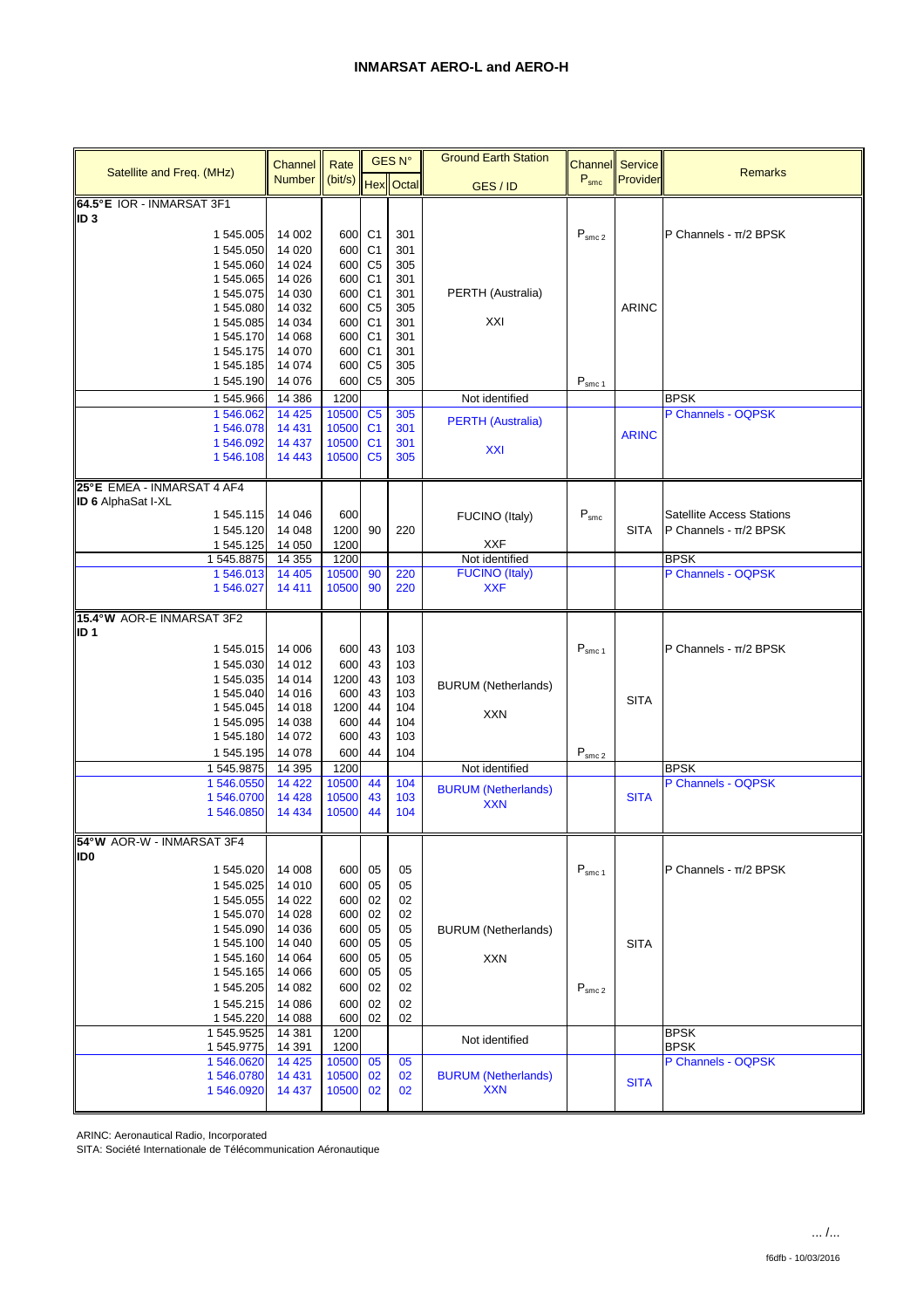# INMARSAT AERO-L and AERO-H

| Satellite and Freq. (MHz) | Channel Number | Rate (bit/s) | GES N° | | Ground Earth Station GES / ID | Channel $P_{smc}$ | Service Provider | Remarks |
|---|---|---|---|---|---|---|---|---|
| | | | Hex | Octal | | | | |
| **64.5°E** IOR - INMARSAT 3F1 **ID 3** | | | | | | | | |
| 1 545.005 | 14 002 | 600 | C1 | 301 | PERTH (Australia) XXI | $P_{smc\ 2}$ | ARINC | P Channels - π/2 BPSK |
| 1 545.050 | 14 020 | 600 | C1 | 301 | | | | |
| 1 545.060 | 14 024 | 600 | C5 | 305 | | | | |
| 1 545.065 | 14 026 | 600 | C1 | 301 | | | | |
| 1 545.075 | 14 030 | 600 | C1 | 301 | | | | |
| 1 545.080 | 14 032 | 600 | C5 | 305 | | | | |
| 1 545.085 | 14 034 | 600 | C1 | 301 | | | | |
| 1 545.170 | 14 068 | 600 | C1 | 301 | | | | |
| 1 545.175 | 14 070 | 600 | C1 | 301 | | | | |
| 1 545.185 | 14 074 | 600 | C5 | 305 | | | | |
| 1 545.190 | 14 076 | 600 | C5 | 305 | | $P_{smc\ 1}$ | | |
| 1 545.966 | 14 386 | 1200 | | | Not identified | | | BPSK |
| 1 546.062 | 14 425 | 10500 | C5 | 305 | PERTH (Australia) XXI | | ARINC | P Channels - OQPSK |
| 1 546.078 | 14 431 | 10500 | C1 | 301 | | | | |
| 1 546.092 | 14 437 | 10500 | C1 | 301 | | | | |
| 1 546.108 | 14 443 | 10500 | C5 | 305 | | | | |
| **25°E** EMEA - INMARSAT 4 AF4 **ID 6** AlphaSat I-XL | | | | | | | | |
| 1 545.115 | 14 046 | 600 | 90 | 220 | FUCINO (Italy) XXF | $P_{smc}$ | SITA | Satellite Access Stations P Channels - π/2 BPSK |
| 1 545.120 | 14 048 | 1200 | | | | | | |
| 1 545.125 | 14 050 | 1200 | | | | | | |
| 1 545.8875 | 14 355 | 1200 | | | Not identified | | | BPSK |
| 1 546.013 | 14 405 | 10500 | 90 | 220 | FUCINO (Italy) XXF | | | P Channels - OQPSK |
| 1 546.027 | 14 411 | 10500 | 90 | 220 | | | | |
| **15.4°W** AOR-E INMARSAT 3F2 **ID 1** | | | | | | | | |
| 1 545.015 | 14 006 | 600 | 43 | 103 | BURUM (Netherlands) XXN | $P_{smc\ 1}$ | SITA | P Channels - π/2 BPSK |
| 1 545.030 | 14 012 | 600 | 43 | 103 | | | | |
| 1 545.035 | 14 014 | 1200 | 43 | 103 | | | | |
| 1 545.040 | 14 016 | 600 | 43 | 103 | | | | |
| 1 545.045 | 14 018 | 1200 | 44 | 104 | | | | |
| 1 545.095 | 14 038 | 600 | 44 | 104 | | | | |
| 1 545.180 | 14 072 | 600 | 43 | 103 | | | | |
| 1 545.195 | 14 078 | 600 | 44 | 104 | | $P_{smc\ 2}$ | | |
| 1 545.9875 | 14 395 | 1200 | | | Not identified | | | BPSK |
| 1 546.0550 | 14 422 | 10500 | 44 | 104 | BURUM (Netherlands) XXN | | SITA | P Channels - OQPSK |
| 1 546.0700 | 14 428 | 10500 | 43 | 103 | | | | |
| 1 546.0850 | 14 434 | 10500 | 44 | 104 | | | | |
| **54°W** AOR-W - INMARSAT 3F4 **ID0** | | | | | | | | |
| 1 545.020 | 14 008 | 600 | 05 | 05 | BURUM (Netherlands) XXN | $P_{smc\ 1}$ | SITA | P Channels - π/2 BPSK |
| 1 545.025 | 14 010 | 600 | 05 | 05 | | | | |
| 1 545.055 | 14 022 | 600 | 02 | 02 | | | | |
| 1 545.070 | 14 028 | 600 | 02 | 02 | | | | |
| 1 545.090 | 14 036 | 600 | 05 | 05 | | | | |
| 1 545.100 | 14 040 | 600 | 05 | 05 | | | | |
| 1 545.160 | 14 064 | 600 | 05 | 05 | | | | |
| 1 545.165 | 14 066 | 600 | 05 | 05 | | | | |
| 1 545.205 | 14 082 | 600 | 02 | 02 | | $P_{smc\ 2}$ | | |
| 1 545.215 | 14 086 | 600 | 02 | 02 | | | | |
| 1 545.220 | 14 088 | 600 | 02 | 02 | | | | |
| 1 545.9525 | 14 381 | 1200 | | | Not identified | | | BPSK |
| 1 545.9775 | 14 391 | 1200 | | | | | | BPSK |
| 1 546.0620 | 14 425 | 10500 | 05 | 05 | BURUM (Netherlands) XXN | | SITA | P Channels - OQPSK |
| 1 546.0780 | 14 431 | 10500 | 02 | 02 | | | | |
| 1 546.0920 | 14 437 | 10500 | 02 | 02 | | | | |

ARINC: Aeronautical Radio, Incorporated
SITA: Société Internationale de Télécommunication Aéronautique

... /...

f6dfb - 10/03/2016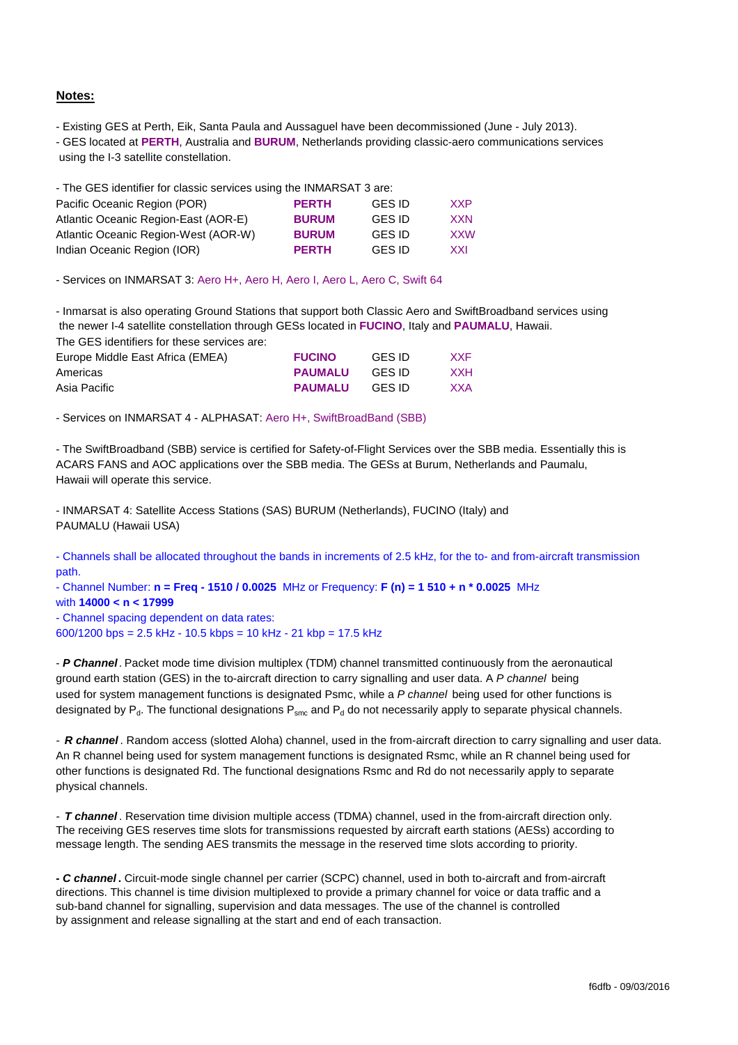## Notes:

- Existing GES at Perth, Eik, Santa Paula and Aussaguel have been decommissioned (June - July 2013).
- GES located at **PERTH**, Australia and **BURUM**, Netherlands providing classic-aero communications services using the I-3 satellite constellation.

- The GES identifier for classic services using the INMARSAT 3 are:

| | | | |
|---|---|---|---|
| Pacific Oceanic Region (POR) | **PERTH** | GES ID | XXP |
| Atlantic Oceanic Region-East (AOR-E) | **BURUM** | GES ID | XXN |
| Atlantic Oceanic Region-West (AOR-W) | **BURUM** | GES ID | XXW |
| Indian Oceanic Region (IOR) | **PERTH** | GES ID | XXI |

- Services on INMARSAT 3: Aero H+, Aero H, Aero I, Aero L, Aero C, Swift 64

- Inmarsat is also operating Ground Stations that support both Classic Aero and SwiftBroadband services using the newer I-4 satellite constellation through GESs located in **FUCINO**, Italy and **PAUMALU**, Hawaii.

The GES identifiers for these services are:

| | | | |
|---|---|---|---|
| Europe Middle East Africa (EMEA) | **FUCINO** | GES ID | XXF |
| Americas | **PAUMALU** | GES ID | XXH |
| Asia Pacific | **PAUMALU** | GES ID | XXA |

- Services on INMARSAT 4 - ALPHASAT: Aero H+, SwiftBroadBand (SBB)

- The SwiftBroadband (SBB) service is certified for Safety-of-Flight Services over the SBB media. Essentially this is ACARS FANS and AOC applications over the SBB media. The GESs at Burum, Netherlands and Paumalu, Hawaii will operate this service.

- INMARSAT 4: Satellite Access Stations (SAS) BURUM (Netherlands), FUCINO (Italy) and PAUMALU (Hawaii USA)

- Channels shall be allocated throughout the bands in increments of 2.5 kHz, for the to- and from-aircraft transmission path.
- Channel Number: **n = Freq - 1510 / 0.0025** MHz or Frequency: **F (n) = 1 510 + n * 0.0025** MHz with **14000 < n < 17999**
- Channel spacing dependent on data rates:
600/1200 bps = 2.5 kHz - 10.5 kbps = 10 kHz - 21 kbp = 17.5 kHz

- ***P Channel***. Packet mode time division multiplex (TDM) channel transmitted continuously from the aeronautical ground earth station (GES) in the to-aircraft direction to carry signalling and user data. A *P channel* being used for system management functions is designated Psmc, while a *P channel* being used for other functions is designated by $P_d$. The functional designations $P_{smc}$ and $P_d$ do not necessarily apply to separate physical channels.

- ***R channel***. Random access (slotted Aloha) channel, used in the from-aircraft direction to carry signalling and user data. An R channel being used for system management functions is designated Rsmc, while an R channel being used for other functions is designated Rd. The functional designations Rsmc and Rd do not necessarily apply to separate physical channels.

- ***T channel***. Reservation time division multiple access (TDMA) channel, used in the from-aircraft direction only. The receiving GES reserves time slots for transmissions requested by aircraft earth stations (AESs) according to message length. The sending AES transmits the message in the reserved time slots according to priority.

***- C channel*.** Circuit-mode single channel per carrier (SCPC) channel, used in both to-aircraft and from-aircraft directions. This channel is time division multiplexed to provide a primary channel for voice or data traffic and a sub-band channel for signalling, supervision and data messages. The use of the channel is controlled by assignment and release signalling at the start and end of each transaction.

f6dfb - 09/03/2016